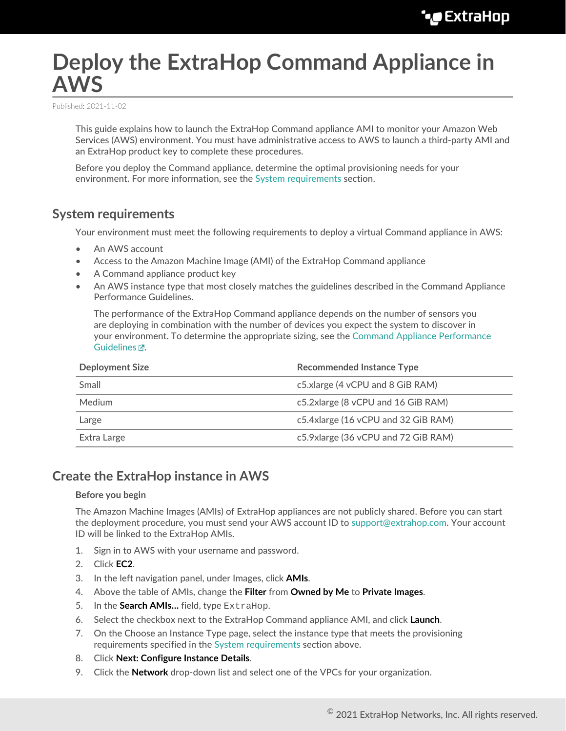# Deploy the ExtraHop Command Appliance in AWS

Published: 2021-11-02

This guide explains how to launch the ExtraHop Command appliance AMI to monitor your Amazon Web Services (AWS) environment. You must have administrative access to AWS to launch a third-party AMI and an ExtraHop product key to complete these procedures.

Before you deploy the Command appliance, determine the optimal provisioning needs for your environment. For more information, see the System requirements section.

## System requirements

Your environment must meet the following requirements to deploy a virtual Command appliance in AWS:

- An AWS account
- Access to the Amazon Machine Image (AMI) of the ExtraHop Command appliance
- A Command appliance product key
- An AWS instance type that most closely matches the guidelines described in the Command Appliance Performance Guidelines.

  The performance of the ExtraHop Command appliance depends on the number of sensors you are deploying in combination with the number of devices you expect the system to discover in your environment. To determine the appropriate sizing, see the Command Appliance Performance Guidelines.

| Deployment Size | Recommended Instance Type |
| --- | --- |
| Small | c5.xlarge (4 vCPU and 8 GiB RAM) |
| Medium | c5.2xlarge (8 vCPU and 16 GiB RAM) |
| Large | c5.4xlarge (16 vCPU and 32 GiB RAM) |
| Extra Large | c5.9xlarge (36 vCPU and 72 GiB RAM) |

## Create the ExtraHop instance in AWS

**Before you begin**

The Amazon Machine Images (AMIs) of ExtraHop appliances are not publicly shared. Before you can start the deployment procedure, you must send your AWS account ID to support@extrahop.com. Your account ID will be linked to the ExtraHop AMIs.

1. Sign in to AWS with your username and password.
2. Click **EC2**.
3. In the left navigation panel, under Images, click **AMIs**.
4. Above the table of AMIs, change the **Filter** from **Owned by Me** to **Private Images**.
5. In the **Search AMIs...** field, type `ExtraHop`.
6. Select the checkbox next to the ExtraHop Command appliance AMI, and click **Launch**.
7. On the Choose an Instance Type page, select the instance type that meets the provisioning requirements specified in the System requirements section above.
8. Click **Next: Configure Instance Details**.
9. Click the **Network** drop-down list and select one of the VPCs for your organization.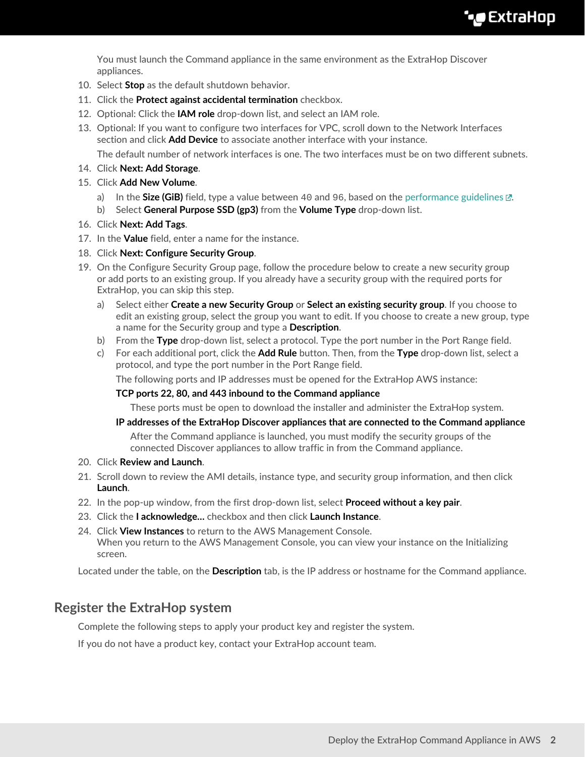You must launch the Command appliance in the same environment as the ExtraHop Discover appliances.

10. Select **Stop** as the default shutdown behavior.
11. Click the **Protect against accidental termination** checkbox.
12. Optional: Click the **IAM role** drop-down list, and select an IAM role.
13. Optional: If you want to configure two interfaces for VPC, scroll down to the Network Interfaces section and click **Add Device** to associate another interface with your instance.

    The default number of network interfaces is one. The two interfaces must be on two different subnets.
14. Click **Next: Add Storage**.
15. Click **Add New Volume**.
    a) In the **Size (GiB)** field, type a value between `40` and `96`, based on the performance guidelines.
    b) Select **General Purpose SSD (gp3)** from the **Volume Type** drop-down list.
16. Click **Next: Add Tags**.
17. In the **Value** field, enter a name for the instance.
18. Click **Next: Configure Security Group**.
19. On the Configure Security Group page, follow the procedure below to create a new security group or add ports to an existing group. If you already have a security group with the required ports for ExtraHop, you can skip this step.
    a) Select either **Create a new Security Group** or **Select an existing security group**. If you choose to edit an existing group, select the group you want to edit. If you choose to create a new group, type a name for the Security group and type a **Description**.
    b) From the **Type** drop-down list, select a protocol. Type the port number in the Port Range field.
    c) For each additional port, click the **Add Rule** button. Then, from the **Type** drop-down list, select a protocol, and type the port number in the Port Range field.

       The following ports and IP addresses must be opened for the ExtraHop AWS instance:

       **TCP ports 22, 80, and 443 inbound to the Command appliance**

       These ports must be open to download the installer and administer the ExtraHop system.

       **IP addresses of the ExtraHop Discover appliances that are connected to the Command appliance**

       After the Command appliance is launched, you must modify the security groups of the connected Discover appliances to allow traffic in from the Command appliance.
20. Click **Review and Launch**.
21. Scroll down to review the AMI details, instance type, and security group information, and then click **Launch**.
22. In the pop-up window, from the first drop-down list, select **Proceed without a key pair**.
23. Click the **I acknowledge...** checkbox and then click **Launch Instance**.
24. Click **View Instances** to return to the AWS Management Console.
    When you return to the AWS Management Console, you can view your instance on the Initializing screen.

Located under the table, on the **Description** tab, is the IP address or hostname for the Command appliance.

## Register the ExtraHop system

Complete the following steps to apply your product key and register the system.

If you do not have a product key, contact your ExtraHop account team.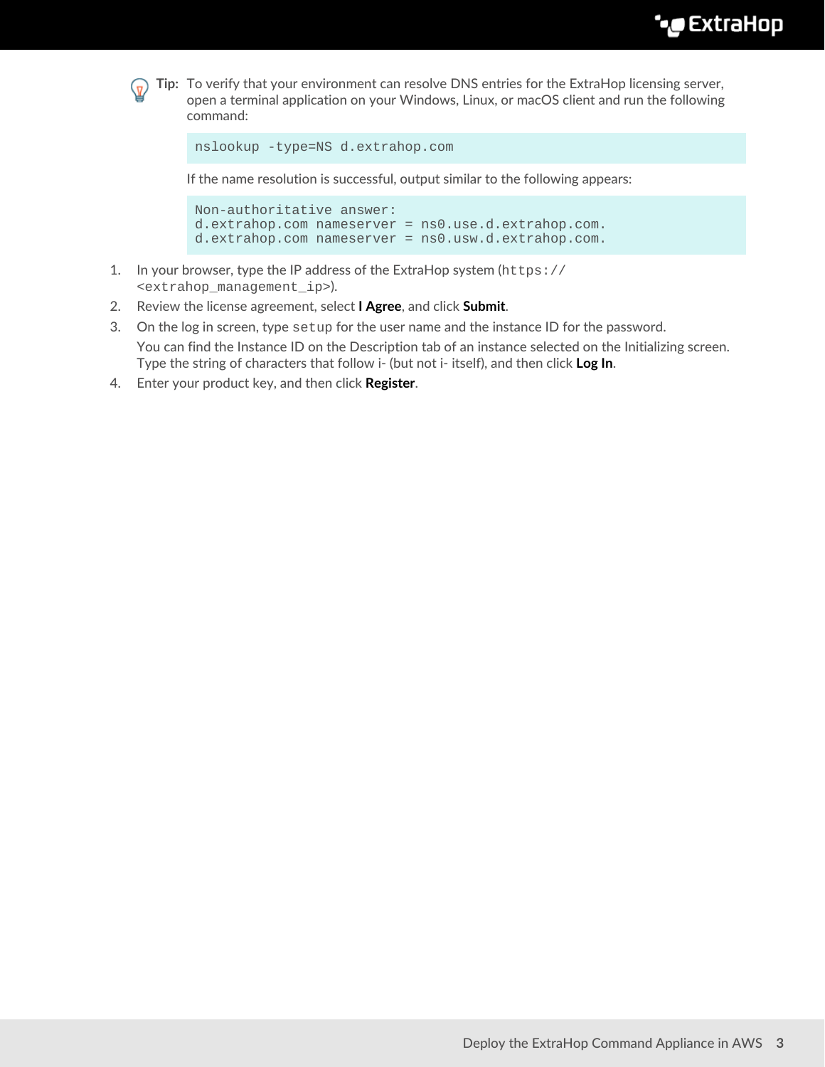**Tip:** To verify that your environment can resolve DNS entries for the ExtraHop licensing server, open a terminal application on your Windows, Linux, or macOS client and run the following command:

```
nslookup -type=NS d.extrahop.com
```

If the name resolution is successful, output similar to the following appears:

```
Non-authoritative answer:
d.extrahop.com nameserver = ns0.use.d.extrahop.com.
d.extrahop.com nameserver = ns0.usw.d.extrahop.com.
```

1. In your browser, type the IP address of the ExtraHop system (`https://<extrahop_management_ip>`).
2. Review the license agreement, select **I Agree**, and click **Submit**.
3. On the log in screen, type `setup` for the user name and the instance ID for the password.

   You can find the Instance ID on the Description tab of an instance selected on the Initializing screen. Type the string of characters that follow i- (but not i- itself), and then click **Log In**.
4. Enter your product key, and then click **Register**.